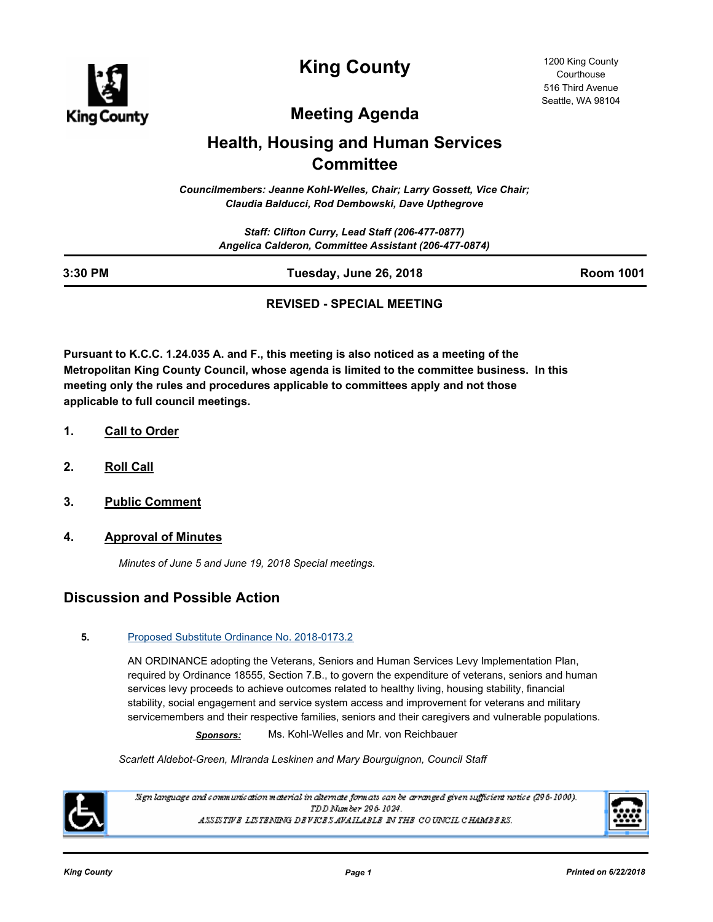# King County

1200 King County Courthouse
516 Third Avenue
Seattle, WA 98104

## Meeting Agenda

## Health, Housing and Human Services Committee

*Councilmembers: Jeanne Kohl-Welles, Chair; Larry Gossett, Vice Chair; Claudia Balducci, Rod Dembowski, Dave Upthegrove*

*Staff: Clifton Curry, Lead Staff (206-477-0877)*
*Angelica Calderon, Committee Assistant (206-477-0874)*

| 3:30 PM | Tuesday, June 26, 2018 | Room 1001 |
|---|---|---|

**REVISED - SPECIAL MEETING**

**Pursuant to K.C.C. 1.24.035 A. and F., this meeting is also noticed as a meeting of the Metropolitan King County Council, whose agenda is limited to the committee business. In this meeting only the rules and procedures applicable to committees apply and not those applicable to full council meetings.**

1. **Call to Order**
2. **Roll Call**
3. **Public Comment**
4. **Approval of Minutes**

   *Minutes of June 5 and June 19, 2018 Special meetings.*

## Discussion and Possible Action

5. Proposed Substitute Ordinance No. 2018-0173.2

   AN ORDINANCE adopting the Veterans, Seniors and Human Services Levy Implementation Plan, required by Ordinance 18555, Section 7.B., to govern the expenditure of veterans, seniors and human services levy proceeds to achieve outcomes related to healthy living, housing stability, financial stability, social engagement and service system access and improvement for veterans and military servicemembers and their respective families, seniors and their caregivers and vulnerable populations.

   ***Sponsors:*** Ms. Kohl-Welles and Mr. von Reichbauer

   *Scarlett Aldebot-Green, MIranda Leskinen and Mary Bourguignon, Council Staff*

*Sign language and communication material in alternate formats can be arranged given sufficient notice (296-1000).*
*TDD Number 296-1024.*
*ASSISTIVE LISTENING DEVICES AVAILABLE IN THE COUNCIL CHAMBERS.*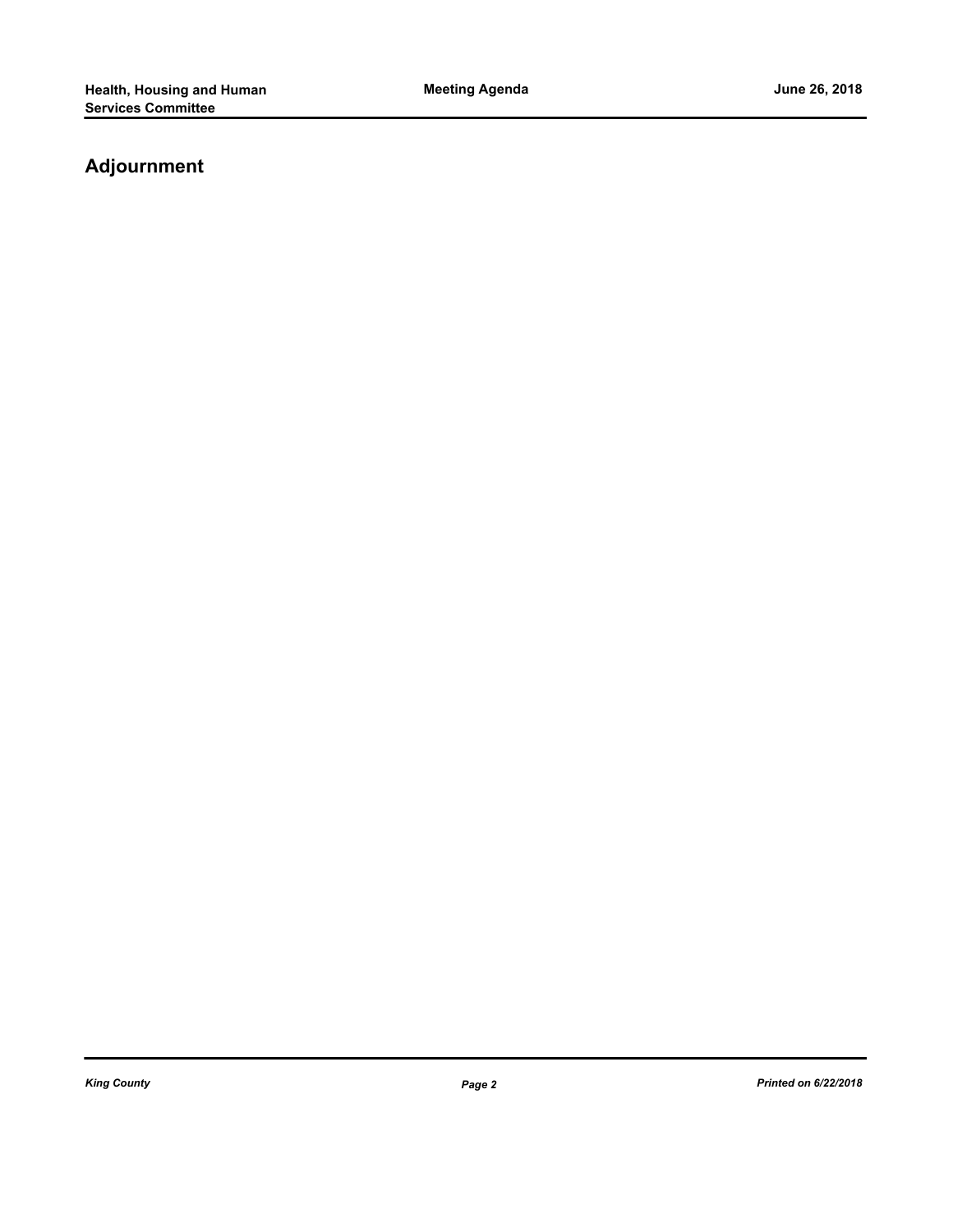## Adjournment